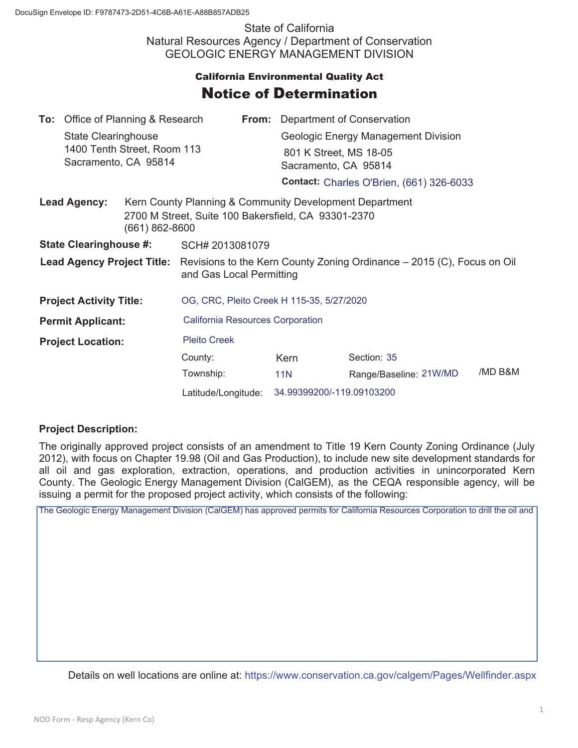DocuSign Envelope ID: F9787473-2D51-4C6B-A61E-A88B857ADB25

State of California
Natural Resources Agency / Department of Conservation
GEOLOGIC ENERGY MANAGEMENT DIVISION

**California Environmental Quality Act**

# Notice of Determination

**To:** Office of Planning & Research
State Clearinghouse
1400 Tenth Street, Room 113
Sacramento, CA 95814

**From:** Department of Conservation
Geologic Energy Management Division
801 K Street, MS 18-05
Sacramento, CA 95814

**Contact:** Charles O'Brien, (661) 326-6033

**Lead Agency:** Kern County Planning & Community Development Department
2700 M Street, Suite 100 Bakersfield, CA 93301-2370
(661) 862-8600

**State Clearinghouse #:** SCH# 2013081079

**Lead Agency Project Title:** Revisions to the Kern County Zoning Ordinance – 2015 (C), Focus on Oil and Gas Local Permitting

**Project Activity Title:** OG, CRC, Pleito Creek H 115-35, 5/27/2020

**Permit Applicant:** California Resources Corporation

**Project Location:** Pleito Creek

County: Kern
Section: 35
Township: 11N
Range/Baseline: 21W/MD /MD B&M
Latitude/Longitude: 34.99399200/-119.09103200

**Project Description:**

The originally approved project consists of an amendment to Title 19 Kern County Zoning Ordinance (July 2012), with focus on Chapter 19.98 (Oil and Gas Production), to include new site development standards for all oil and gas exploration, extraction, operations, and production activities in unincorporated Kern County. The Geologic Energy Management Division (CalGEM), as the CEQA responsible agency, will be issuing a permit for the proposed project activity, which consists of the following:

The Geologic Energy Management Division (CalGEM) has approved permits for California Resources Corporation to drill the oil and

Details on well locations are online at: https://www.conservation.ca.gov/calgem/Pages/Wellfinder.aspx

NOD Form - Resp Agency (Kern Co)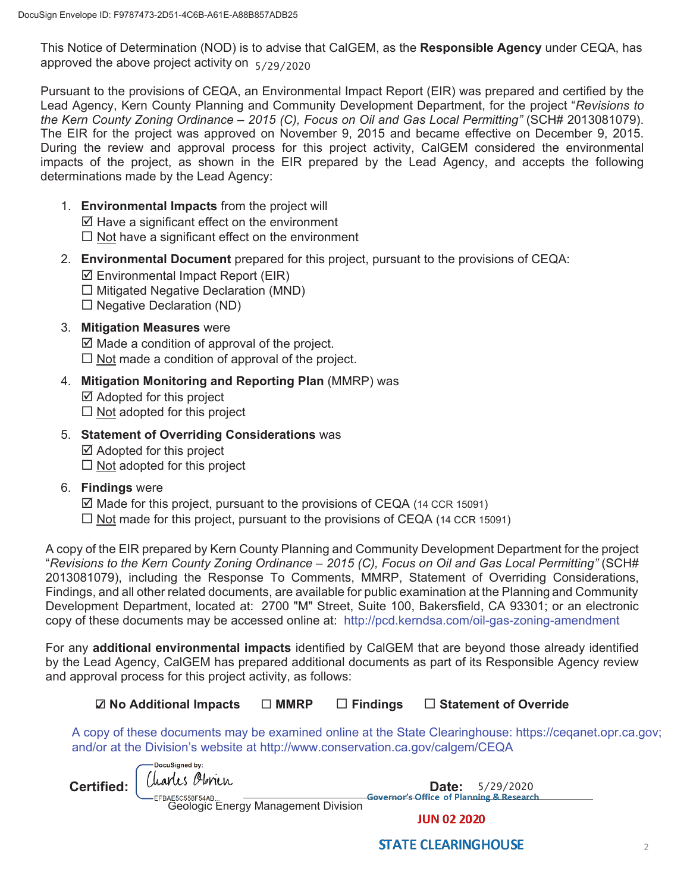DocuSign Envelope ID: F9787473-2D51-4C6B-A61E-A88B857ADB25

This Notice of Determination (NOD) is to advise that CalGEM, as the **Responsible Agency** under CEQA, has approved the above project activity on 5/29/2020

Pursuant to the provisions of CEQA, an Environmental Impact Report (EIR) was prepared and certified by the Lead Agency, Kern County Planning and Community Development Department, for the project "*Revisions to the Kern County Zoning Ordinance – 2015 (C), Focus on Oil and Gas Local Permitting"* (SCH# 2013081079). The EIR for the project was approved on November 9, 2015 and became effective on December 9, 2015. During the review and approval process for this project activity, CalGEM considered the environmental impacts of the project, as shown in the EIR prepared by the Lead Agency, and accepts the following determinations made by the Lead Agency:

1. **Environmental Impacts** from the project will
   ☑ Have a significant effect on the environment
   ☐ Not have a significant effect on the environment
2. **Environmental Document** prepared for this project, pursuant to the provisions of CEQA:
   ☑ Environmental Impact Report (EIR)
   ☐ Mitigated Negative Declaration (MND)
   ☐ Negative Declaration (ND)
3. **Mitigation Measures** were
   ☑ Made a condition of approval of the project.
   ☐ Not made a condition of approval of the project.
4. **Mitigation Monitoring and Reporting Plan** (MMRP) was
   ☑ Adopted for this project
   ☐ Not adopted for this project
5. **Statement of Overriding Considerations** was
   ☑ Adopted for this project
   ☐ Not adopted for this project
6. **Findings** were
   ☑ Made for this project, pursuant to the provisions of CEQA (14 CCR 15091)
   ☐ Not made for this project, pursuant to the provisions of CEQA (14 CCR 15091)

A copy of the EIR prepared by Kern County Planning and Community Development Department for the project "*Revisions to the Kern County Zoning Ordinance – 2015 (C), Focus on Oil and Gas Local Permitting"* (SCH# 2013081079), including the Response To Comments, MMRP, Statement of Overriding Considerations, Findings, and all other related documents, are available for public examination at the Planning and Community Development Department, located at: 2700 "M" Street, Suite 100, Bakersfield, CA 93301; or an electronic copy of these documents may be accessed online at: http://pcd.kerndsa.com/oil-gas-zoning-amendment

For any **additional environmental impacts** identified by CalGEM that are beyond those already identified by the Lead Agency, CalGEM has prepared additional documents as part of its Responsible Agency review and approval process for this project activity, as follows:

☑ **No Additional Impacts** ☐ **MMRP** ☐ **Findings** ☐ **Statement of Override**

A copy of these documents may be examined online at the State Clearinghouse: https://ceqanet.opr.ca.gov; and/or at the Division's website at http://www.conservation.ca.gov/calgem/CEQA

**Certified:** DocuSigned by: Charles O'brien
EFBAE5C558F54AB...
Geologic Energy Management Division

**Date:** 5/29/2020

Governor's Office of Planning & Research

JUN 02 2020

STATE CLEARINGHOUSE